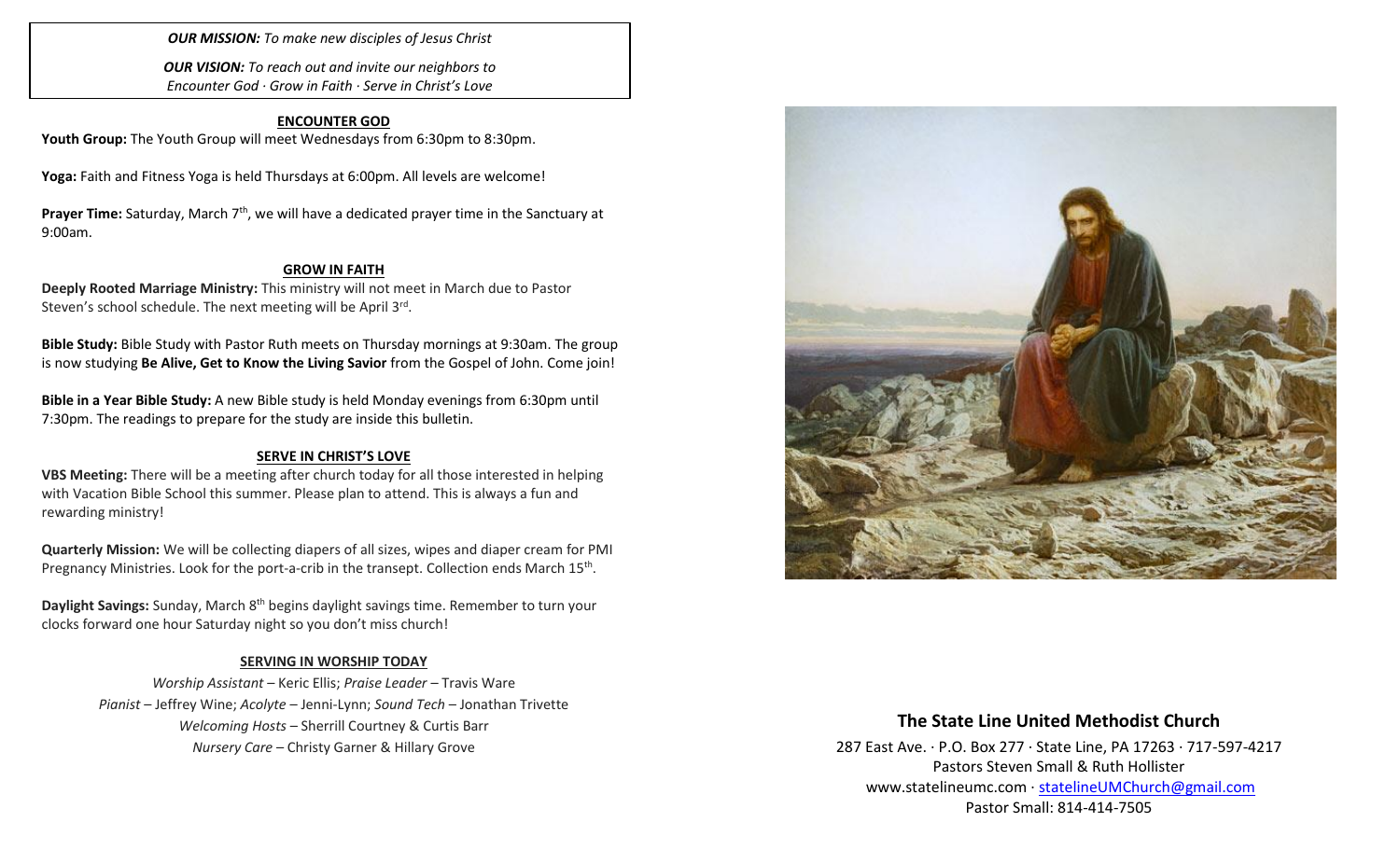***OUR MISSION:*** *To make new disciples of Jesus Christ*

***OUR VISION:*** *To reach out and invite our neighbors to Encounter God · Grow in Faith · Serve in Christ's Love*

## ENCOUNTER GOD

**Youth Group:** The Youth Group will meet Wednesdays from 6:30pm to 8:30pm.

**Yoga:** Faith and Fitness Yoga is held Thursdays at 6:00pm. All levels are welcome!

**Prayer Time:** Saturday, March 7th, we will have a dedicated prayer time in the Sanctuary at 9:00am.

## GROW IN FAITH

**Deeply Rooted Marriage Ministry:** This ministry will not meet in March due to Pastor Steven's school schedule. The next meeting will be April 3rd.

**Bible Study:** Bible Study with Pastor Ruth meets on Thursday mornings at 9:30am. The group is now studying **Be Alive, Get to Know the Living Savior** from the Gospel of John. Come join!

**Bible in a Year Bible Study:** A new Bible study is held Monday evenings from 6:30pm until 7:30pm. The readings to prepare for the study are inside this bulletin.

## SERVE IN CHRIST'S LOVE

**VBS Meeting:** There will be a meeting after church today for all those interested in helping with Vacation Bible School this summer. Please plan to attend. This is always a fun and rewarding ministry!

**Quarterly Mission:** We will be collecting diapers of all sizes, wipes and diaper cream for PMI Pregnancy Ministries. Look for the port-a-crib in the transept. Collection ends March 15th.

**Daylight Savings:** Sunday, March 8th begins daylight savings time. Remember to turn your clocks forward one hour Saturday night so you don't miss church!

## SERVING IN WORSHIP TODAY

*Worship Assistant* – Keric Ellis; *Praise Leader* – Travis Ware
*Pianist* – Jeffrey Wine; *Acolyte* – Jenni-Lynn; *Sound Tech* – Jonathan Trivette
*Welcoming Hosts* – Sherrill Courtney & Curtis Barr
*Nursery Care* – Christy Garner & Hillary Grove

## The State Line United Methodist Church

287 East Ave. · P.O. Box 277 · State Line, PA 17263 · 717-597-4217
Pastors Steven Small & Ruth Hollister
www.statelineumc.com · statelineUMChurch@gmail.com
Pastor Small: 814-414-7505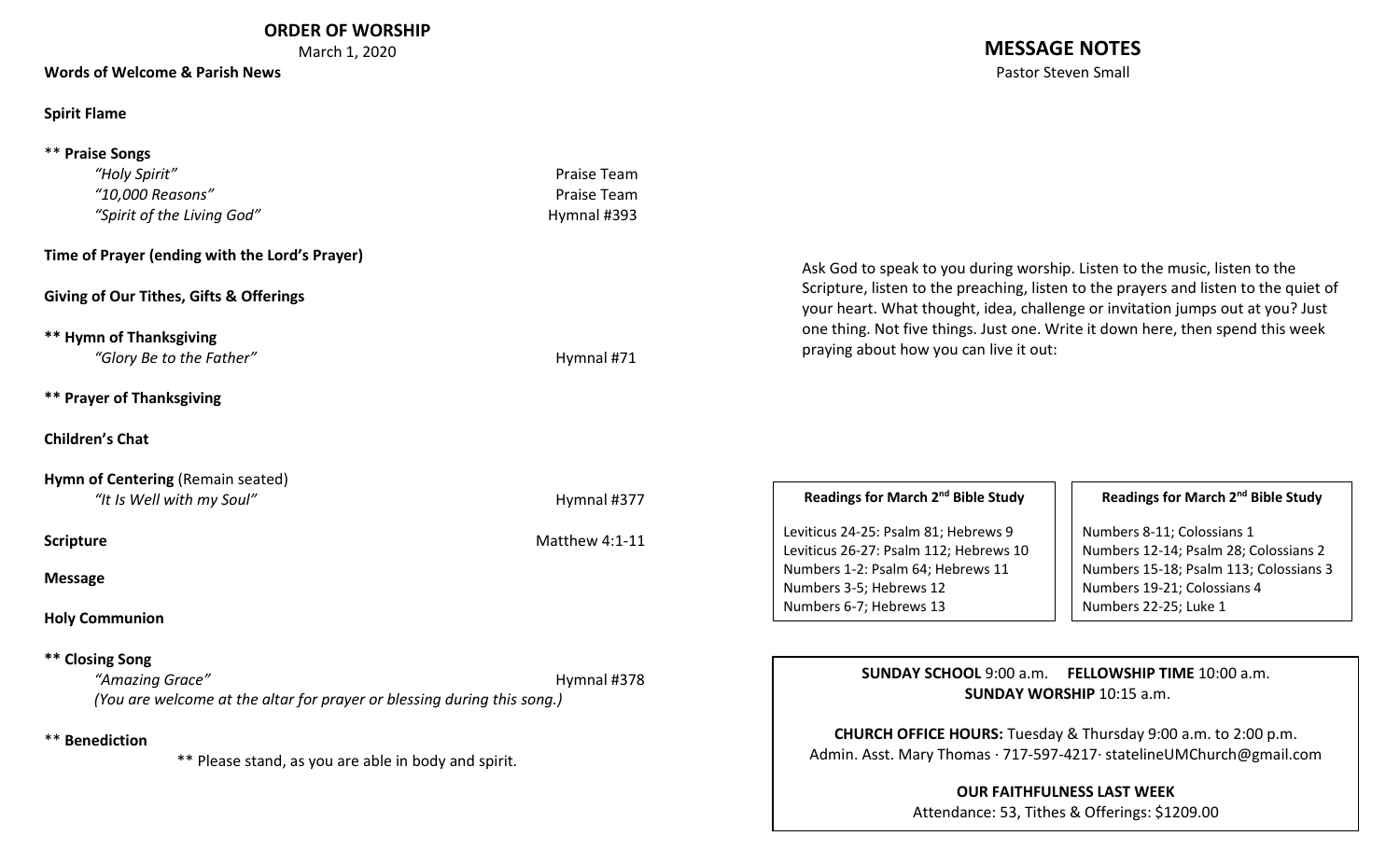## ORDER OF WORSHIP

March 1, 2020

**Words of Welcome & Parish News**

**Spirit Flame**

** **Praise Songs**

*"Holy Spirit"* — Praise Team
*"10,000 Reasons"* — Praise Team
*"Spirit of the Living God"* — Hymnal #393

**Time of Prayer (ending with the Lord's Prayer)**

**Giving of Our Tithes, Gifts & Offerings**

** **Hymn of Thanksgiving**

*"Glory Be to the Father"* — Hymnal #71

** **Prayer of Thanksgiving**

**Children's Chat**

**Hymn of Centering** (Remain seated)

*"It Is Well with my Soul"* — Hymnal #377

**Scripture** — Matthew 4:1-11

**Message**

**Holy Communion**

** **Closing Song**

*"Amazing Grace"* — Hymnal #378
*(You are welcome at the altar for prayer or blessing during this song.)*

** **Benediction**

** Please stand, as you are able in body and spirit.

## MESSAGE NOTES

Pastor Steven Small

Ask God to speak to you during worship. Listen to the music, listen to the Scripture, listen to the preaching, listen to the prayers and listen to the quiet of your heart. What thought, idea, challenge or invitation jumps out at you? Just one thing. Not five things. Just one. Write it down here, then spend this week praying about how you can live it out:

**Readings for March 2nd Bible Study**

Leviticus 24-25: Psalm 81; Hebrews 9
Leviticus 26-27: Psalm 112; Hebrews 10
Numbers 1-2: Psalm 64; Hebrews 11
Numbers 3-5; Hebrews 12
Numbers 6-7; Hebrews 13

**Readings for March 2nd Bible Study**

Numbers 8-11; Colossians 1
Numbers 12-14; Psalm 28; Colossians 2
Numbers 15-18; Psalm 113; Colossians 3
Numbers 19-21; Colossians 4
Numbers 22-25; Luke 1

**SUNDAY SCHOOL** 9:00 a.m. **FELLOWSHIP TIME** 10:00 a.m.
**SUNDAY WORSHIP** 10:15 a.m.

**CHURCH OFFICE HOURS:** Tuesday & Thursday 9:00 a.m. to 2:00 p.m.
Admin. Asst. Mary Thomas · 717-597-4217· statelineUMChurch@gmail.com

**OUR FAITHFULNESS LAST WEEK**

Attendance: 53, Tithes & Offerings: $1209.00